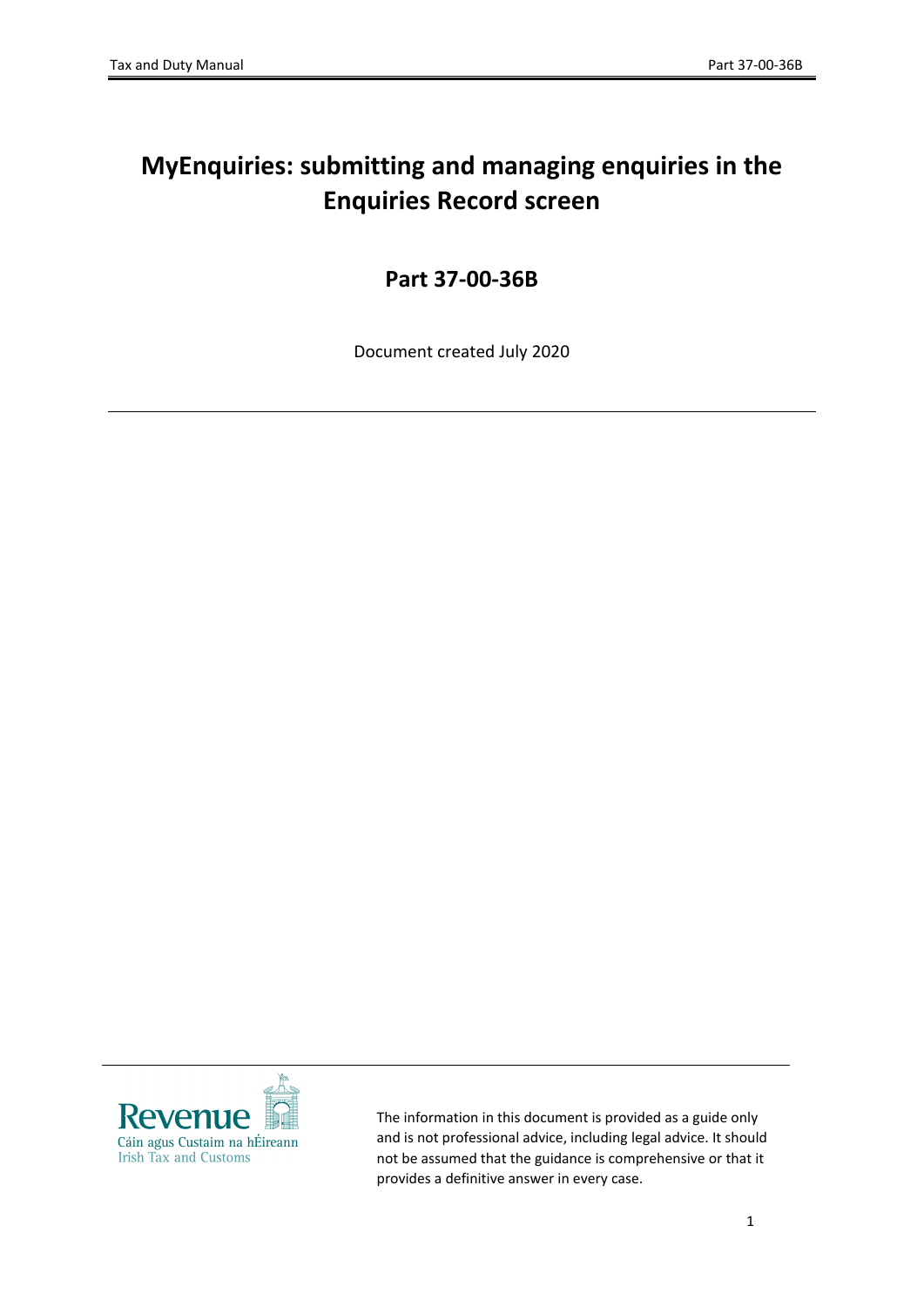# MyEnquiries: submitting and managing enquiries in the Enquiries Record screen

## Part 37-00-36B

Document created July 2020

The information in this document is provided as a guide only and is not professional advice, including legal advice. It should not be assumed that the guidance is comprehensive or that it provides a definitive answer in every case.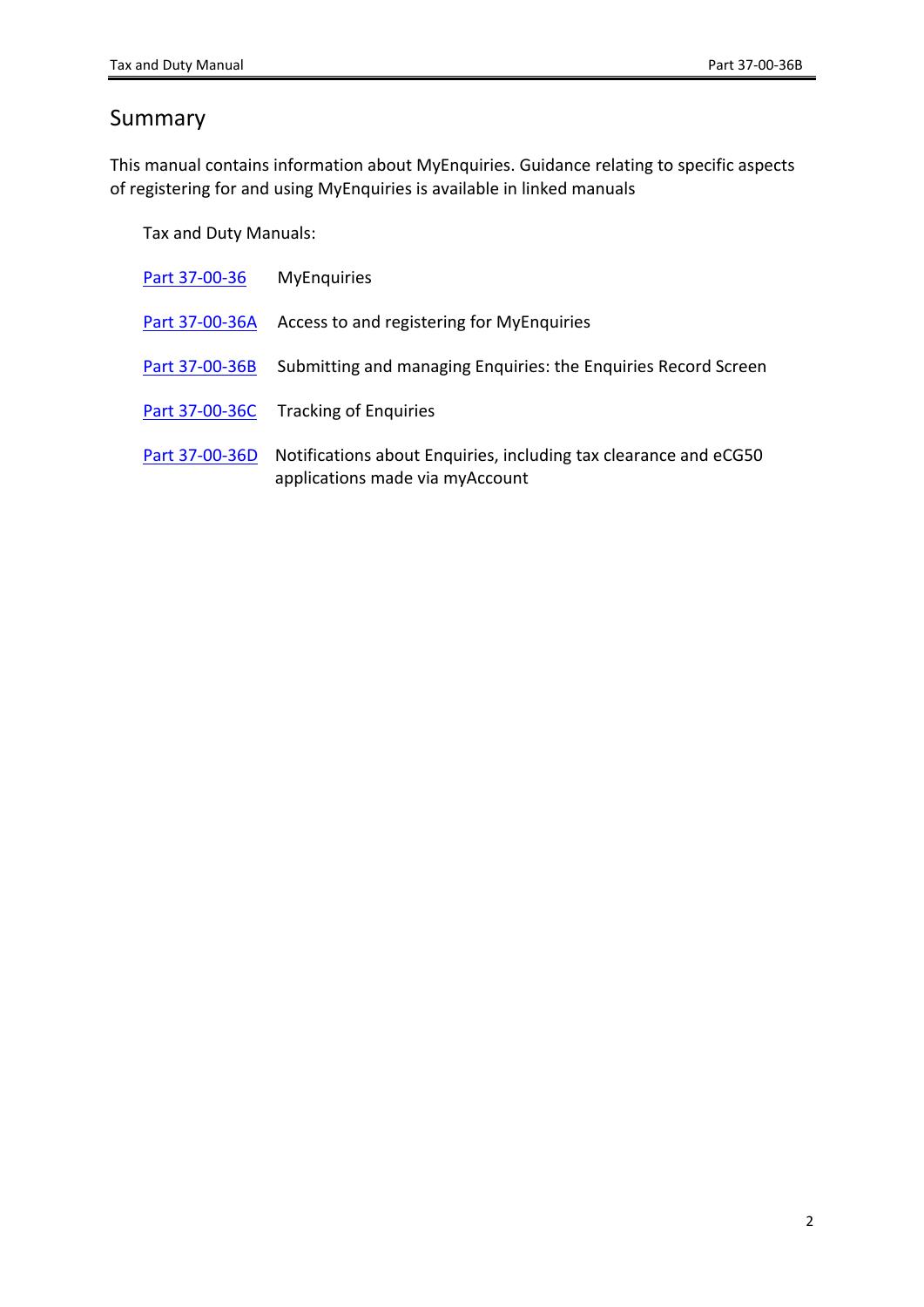## Summary

This manual contains information about MyEnquiries. Guidance relating to specific aspects of registering for and using MyEnquiries is available in linked manuals

Tax and Duty Manuals:

| | |
|---|---|
| Part 37-00-36 | MyEnquiries |
| Part 37-00-36A | Access to and registering for MyEnquiries |
| Part 37-00-36B | Submitting and managing Enquiries: the Enquiries Record Screen |
| Part 37-00-36C | Tracking of Enquiries |
| Part 37-00-36D | Notifications about Enquiries, including tax clearance and eCG50 applications made via myAccount |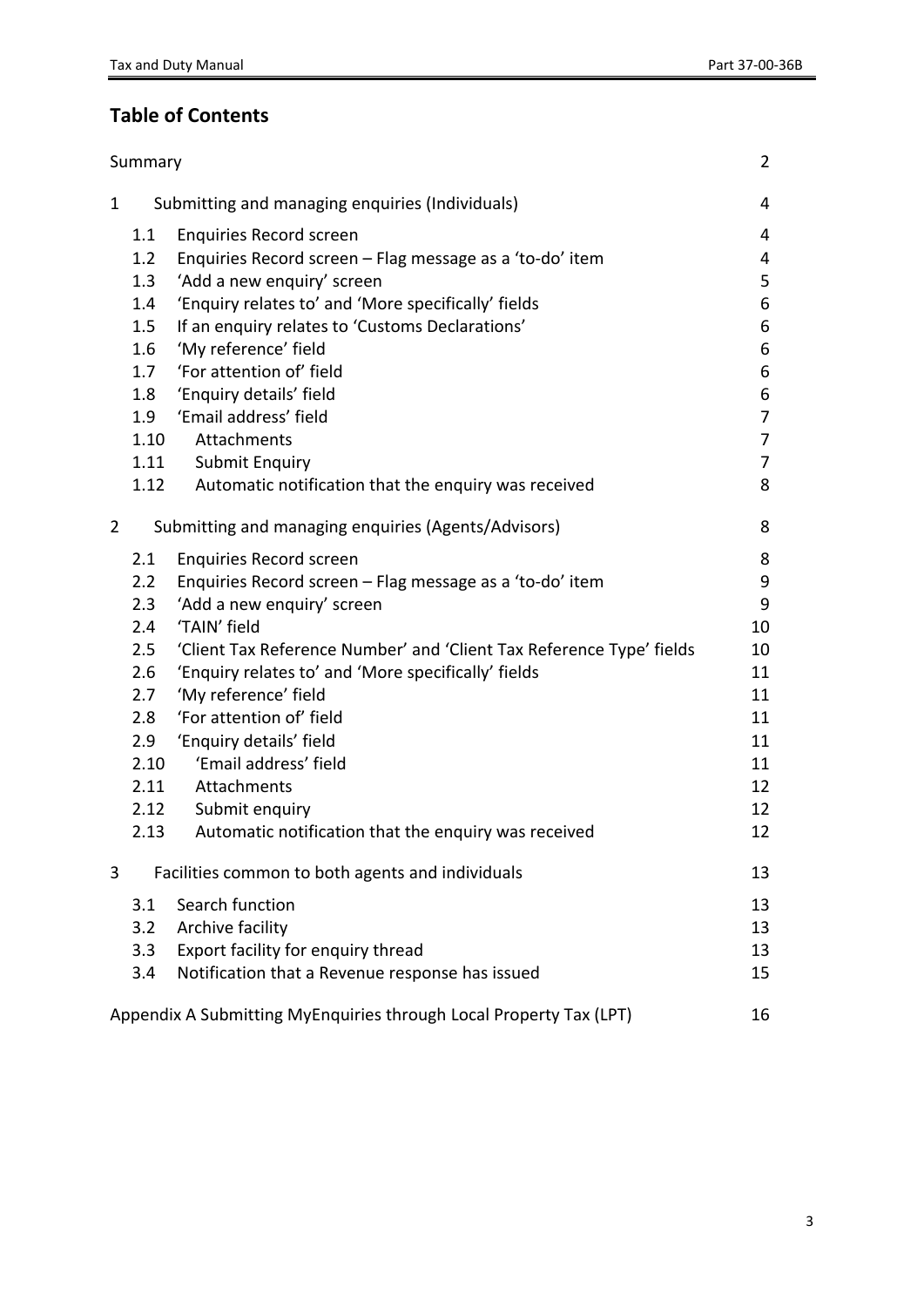## Table of Contents

| | | |
|---|---|---|
| Summary | | 2 |
| 1 | Submitting and managing enquiries (Individuals) | 4 |
| 1.1 | Enquiries Record screen | 4 |
| 1.2 | Enquiries Record screen – Flag message as a 'to-do' item | 4 |
| 1.3 | 'Add a new enquiry' screen | 5 |
| 1.4 | 'Enquiry relates to' and 'More specifically' fields | 6 |
| 1.5 | If an enquiry relates to 'Customs Declarations' | 6 |
| 1.6 | 'My reference' field | 6 |
| 1.7 | 'For attention of' field | 6 |
| 1.8 | 'Enquiry details' field | 6 |
| 1.9 | 'Email address' field | 7 |
| 1.10 | Attachments | 7 |
| 1.11 | Submit Enquiry | 7 |
| 1.12 | Automatic notification that the enquiry was received | 8 |
| 2 | Submitting and managing enquiries (Agents/Advisors) | 8 |
| 2.1 | Enquiries Record screen | 8 |
| 2.2 | Enquiries Record screen – Flag message as a 'to-do' item | 9 |
| 2.3 | 'Add a new enquiry' screen | 9 |
| 2.4 | 'TAIN' field | 10 |
| 2.5 | 'Client Tax Reference Number' and 'Client Tax Reference Type' fields | 10 |
| 2.6 | 'Enquiry relates to' and 'More specifically' fields | 11 |
| 2.7 | 'My reference' field | 11 |
| 2.8 | 'For attention of' field | 11 |
| 2.9 | 'Enquiry details' field | 11 |
| 2.10 | 'Email address' field | 11 |
| 2.11 | Attachments | 12 |
| 2.12 | Submit enquiry | 12 |
| 2.13 | Automatic notification that the enquiry was received | 12 |
| 3 | Facilities common to both agents and individuals | 13 |
| 3.1 | Search function | 13 |
| 3.2 | Archive facility | 13 |
| 3.3 | Export facility for enquiry thread | 13 |
| 3.4 | Notification that a Revenue response has issued | 15 |
| Appendix A Submitting MyEnquiries through Local Property Tax (LPT) | | 16 |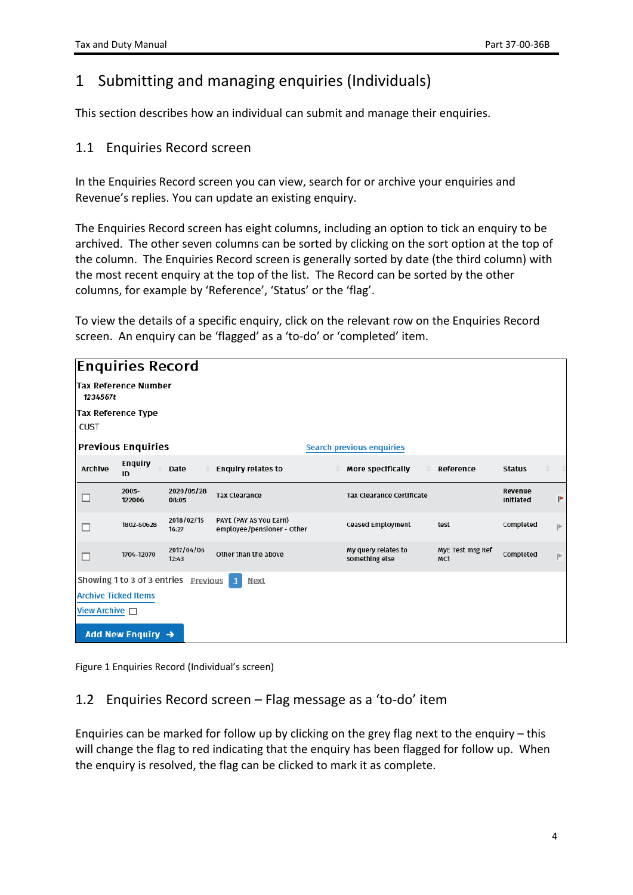# 1 Submitting and managing enquiries (Individuals)

This section describes how an individual can submit and manage their enquiries.

## 1.1 Enquiries Record screen

In the Enquiries Record screen you can view, search for or archive your enquiries and Revenue's replies. You can update an existing enquiry.

The Enquiries Record screen has eight columns, including an option to tick an enquiry to be archived. The other seven columns can be sorted by clicking on the sort option at the top of the column. The Enquiries Record screen is generally sorted by date (the third column) with the most recent enquiry at the top of the list. The Record can be sorted by the other columns, for example by 'Reference', 'Status' or the 'flag'.

To view the details of a specific enquiry, click on the relevant row on the Enquiries Record screen. An enquiry can be 'flagged' as a 'to-do' or 'completed' item.

**Enquiries Record**

**Tax Reference Number**
1234567t

**Tax Reference Type**
CUST

**Previous Enquiries** Search previous enquiries

| Archive | Enquiry ID | Date | Enquiry relates to | More specifically | Reference | Status | |
|---|---|---|---|---|---|---|---|
| ☐ | 2005-122006 | 2020/05/28 08:05 | Tax Clearance | Tax Clearance Certificate | | Revenue Initiated | 🚩 |
| ☐ | 1802-50628 | 2018/02/15 16:27 | PAYE (PAY As You Earn) employee/pensioner - Other | Ceased Employment | test | Completed | ⚐ |
| ☐ | 1704-12070 | 2017/04/06 12:43 | Other than the above | My query relates to something else | MyE Test msg Ref MC1 | Completed | ⚐ |

Showing 1 to 3 of 3 entries Previous 1 Next

Archive Ticked Items

View Archive ☐

Add New Enquiry →

Figure 1 Enquiries Record (Individual's screen)

## 1.2 Enquiries Record screen – Flag message as a 'to-do' item

Enquiries can be marked for follow up by clicking on the grey flag next to the enquiry – this will change the flag to red indicating that the enquiry has been flagged for follow up. When the enquiry is resolved, the flag can be clicked to mark it as complete.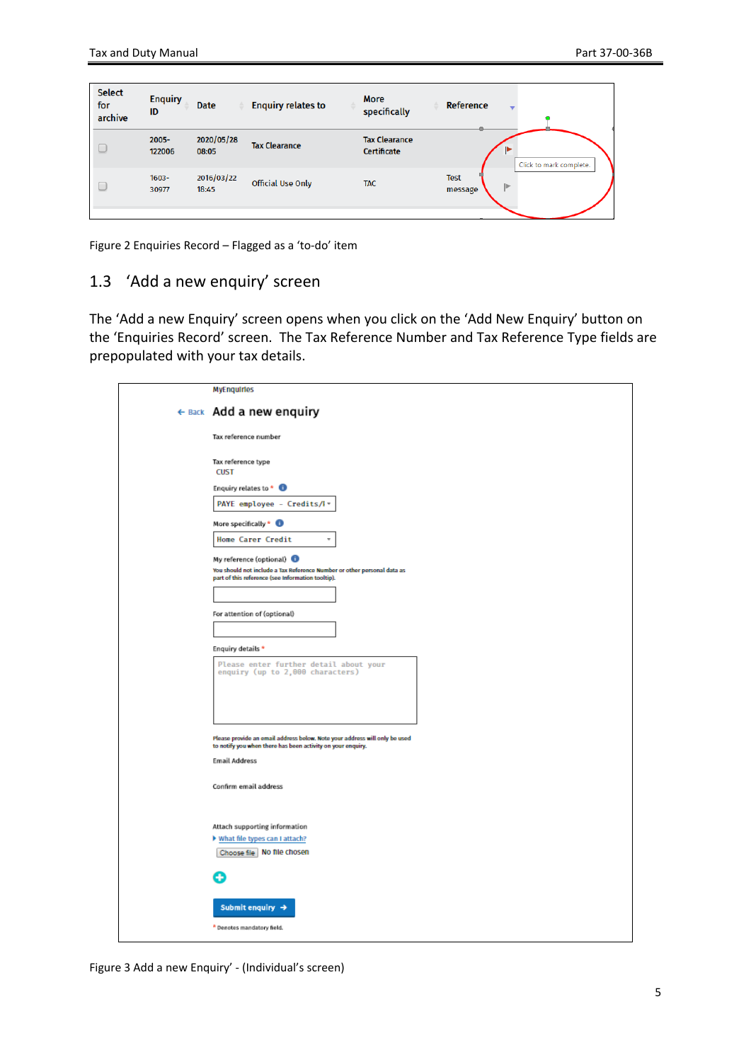| Select for archive | Enquiry ID | Date | Enquiry relates to | More specifically | Reference |
|---|---|---|---|---|---|
| ☐ | 2005-122006 | 2020/05/28 08:05 | Tax Clearance | Tax Clearance Certificate | |
| ☐ | 1603-30977 | 2016/03/22 18:45 | Official Use Only | TAC | Test message |

Click to mark complete.

Figure 2 Enquiries Record – Flagged as a 'to-do' item

## 1.3 'Add a new enquiry' screen

The 'Add a new Enquiry' screen opens when you click on the 'Add New Enquiry' button on the 'Enquiries Record' screen. The Tax Reference Number and Tax Reference Type fields are prepopulated with your tax details.

MyEnquiries

← Back **Add a new enquiry**

Tax reference number

Tax reference type
CUST

Enquiry relates to *
PAYE employee - Credits/I

More specifically *
Home Carer Credit

My reference (optional)
You should not include a Tax Reference Number or other personal data as part of this reference (see information tooltip).

For attention of (optional)

Enquiry details *
Please enter further detail about your enquiry (up to 2,000 characters)

Please provide an email address below. Note your address will only be used to notify you when there has been activity on your enquiry.

Email Address

Confirm email address

Attach supporting information
What file types can I attach?
Choose file No file chosen

Submit enquiry →

* Denotes mandatory field.

Figure 3 Add a new Enquiry' - (Individual's screen)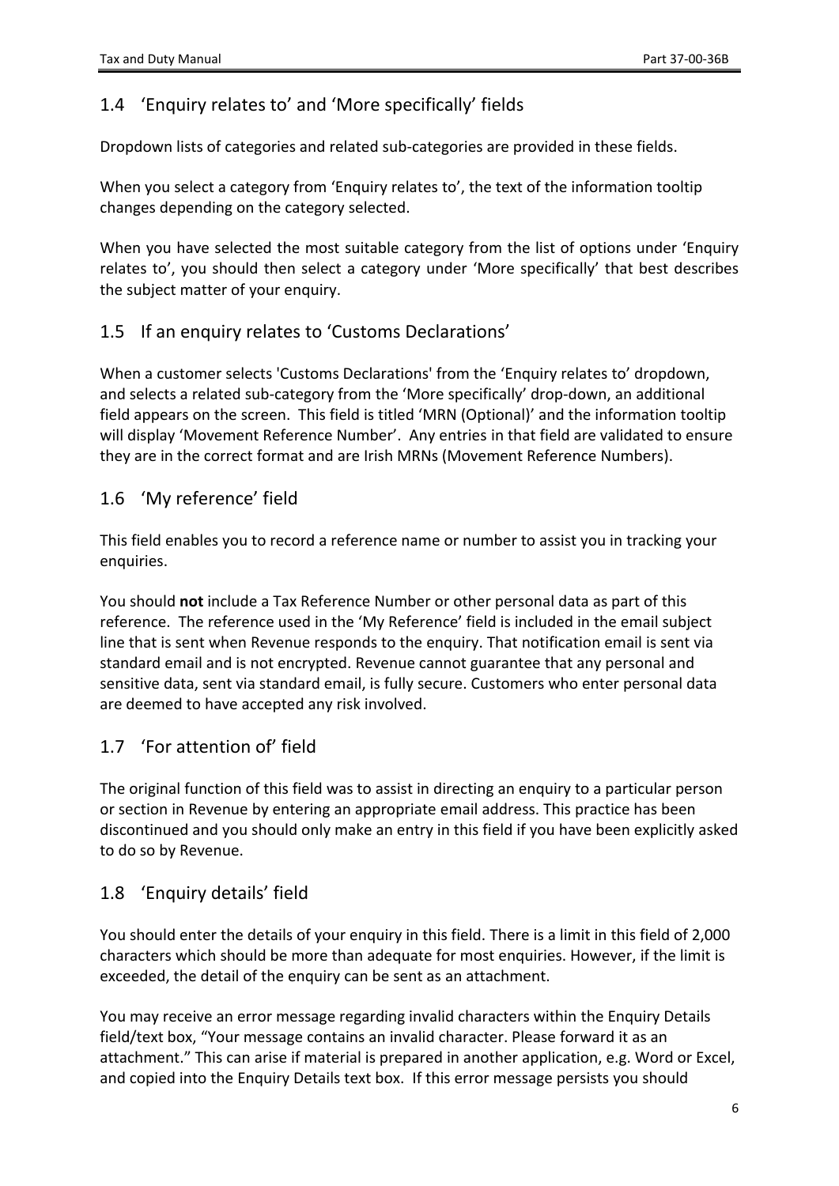## 1.4 'Enquiry relates to' and 'More specifically' fields

Dropdown lists of categories and related sub-categories are provided in these fields.

When you select a category from 'Enquiry relates to', the text of the information tooltip changes depending on the category selected.

When you have selected the most suitable category from the list of options under 'Enquiry relates to', you should then select a category under 'More specifically' that best describes the subject matter of your enquiry.

## 1.5 If an enquiry relates to 'Customs Declarations'

When a customer selects 'Customs Declarations' from the 'Enquiry relates to' dropdown, and selects a related sub-category from the 'More specifically' drop-down, an additional field appears on the screen. This field is titled 'MRN (Optional)' and the information tooltip will display 'Movement Reference Number'. Any entries in that field are validated to ensure they are in the correct format and are Irish MRNs (Movement Reference Numbers).

## 1.6 'My reference' field

This field enables you to record a reference name or number to assist you in tracking your enquiries.

You should **not** include a Tax Reference Number or other personal data as part of this reference. The reference used in the 'My Reference' field is included in the email subject line that is sent when Revenue responds to the enquiry. That notification email is sent via standard email and is not encrypted. Revenue cannot guarantee that any personal and sensitive data, sent via standard email, is fully secure. Customers who enter personal data are deemed to have accepted any risk involved.

## 1.7 'For attention of' field

The original function of this field was to assist in directing an enquiry to a particular person or section in Revenue by entering an appropriate email address. This practice has been discontinued and you should only make an entry in this field if you have been explicitly asked to do so by Revenue.

## 1.8 'Enquiry details' field

You should enter the details of your enquiry in this field. There is a limit in this field of 2,000 characters which should be more than adequate for most enquiries. However, if the limit is exceeded, the detail of the enquiry can be sent as an attachment.

You may receive an error message regarding invalid characters within the Enquiry Details field/text box, "Your message contains an invalid character. Please forward it as an attachment." This can arise if material is prepared in another application, e.g. Word or Excel, and copied into the Enquiry Details text box. If this error message persists you should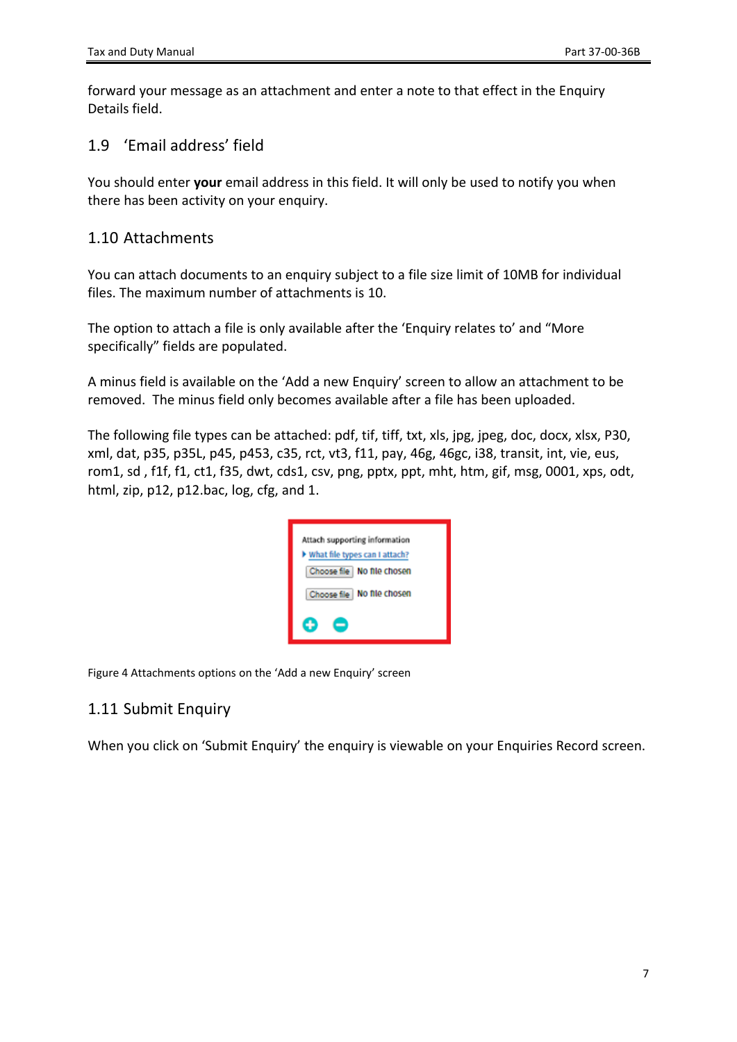forward your message as an attachment and enter a note to that effect in the Enquiry Details field.

## 1.9 'Email address' field

You should enter **your** email address in this field. It will only be used to notify you when there has been activity on your enquiry.

## 1.10 Attachments

You can attach documents to an enquiry subject to a file size limit of 10MB for individual files. The maximum number of attachments is 10.

The option to attach a file is only available after the 'Enquiry relates to' and "More specifically" fields are populated.

A minus field is available on the 'Add a new Enquiry' screen to allow an attachment to be removed. The minus field only becomes available after a file has been uploaded.

The following file types can be attached: pdf, tif, tiff, txt, xls, jpg, jpeg, doc, docx, xlsx, P30, xml, dat, p35, p35L, p45, p453, c35, rct, vt3, f11, pay, 46g, 46gc, i38, transit, int, vie, eus, rom1, sd , f1f, f1, ct1, f35, dwt, cds1, csv, png, pptx, ppt, mht, htm, gif, msg, 0001, xps, odt, html, zip, p12, p12.bac, log, cfg, and 1.

Attach supporting information

What file types can I attach?

Choose file No file chosen

Choose file No file chosen

Figure 4 Attachments options on the 'Add a new Enquiry' screen

## 1.11 Submit Enquiry

When you click on 'Submit Enquiry' the enquiry is viewable on your Enquiries Record screen.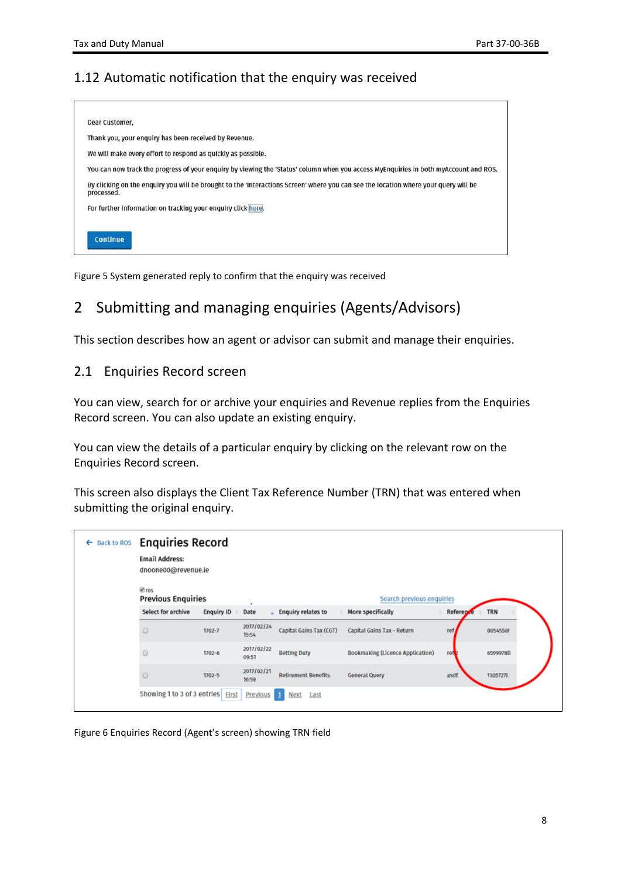## 1.12 Automatic notification that the enquiry was received

Dear Customer,

Thank you, your enquiry has been received by Revenue.

We will make every effort to respond as quickly as possible.

You can now track the progress of your enquiry by viewing the 'Status' column when you access MyEnquiries in both myAccount and ROS.

By clicking on the enquiry you will be brought to the 'Interactions Screen' where you can see the location where your query will be processed.

For further information on tracking your enquiry click here.

Continue

Figure 5 System generated reply to confirm that the enquiry was received

# 2 Submitting and managing enquiries (Agents/Advisors)

This section describes how an agent or advisor can submit and manage their enquiries.

## 2.1 Enquiries Record screen

You can view, search for or archive your enquiries and Revenue replies from the Enquiries Record screen. You can also update an existing enquiry.

You can view the details of a particular enquiry by clicking on the relevant row on the Enquiries Record screen.

This screen also displays the Client Tax Reference Number (TRN) that was entered when submitting the original enquiry.

← Back to ROS **Enquiries Record**

**Email Address:**
dnooneo0@revenue.ie

ros

**Previous Enquiries**                Search previous enquiries

| Select for archive | Enquiry ID | Date | Enquiry relates to | More specifically | Reference | TRN |
|---|---|---|---|---|---|---|
| ○ | 1702-7 | 2017/02/24 15:54 | Capital Gains Tax (CGT) | Capital Gains Tax - Return | ref | 0054558I |
| ○ | 1702-6 | 2017/02/22 09:51 | Betting Duty | Bookmaking (Licence Application) | ref2 | 6599978B |
| ○ | 1702-5 | 2017/02/21 16:59 | Retirement Benefits | General Query | asdf | 1305727J |

Showing 1 to 3 of 3 entries First Previous 1 Next Last

Figure 6 Enquiries Record (Agent's screen) showing TRN field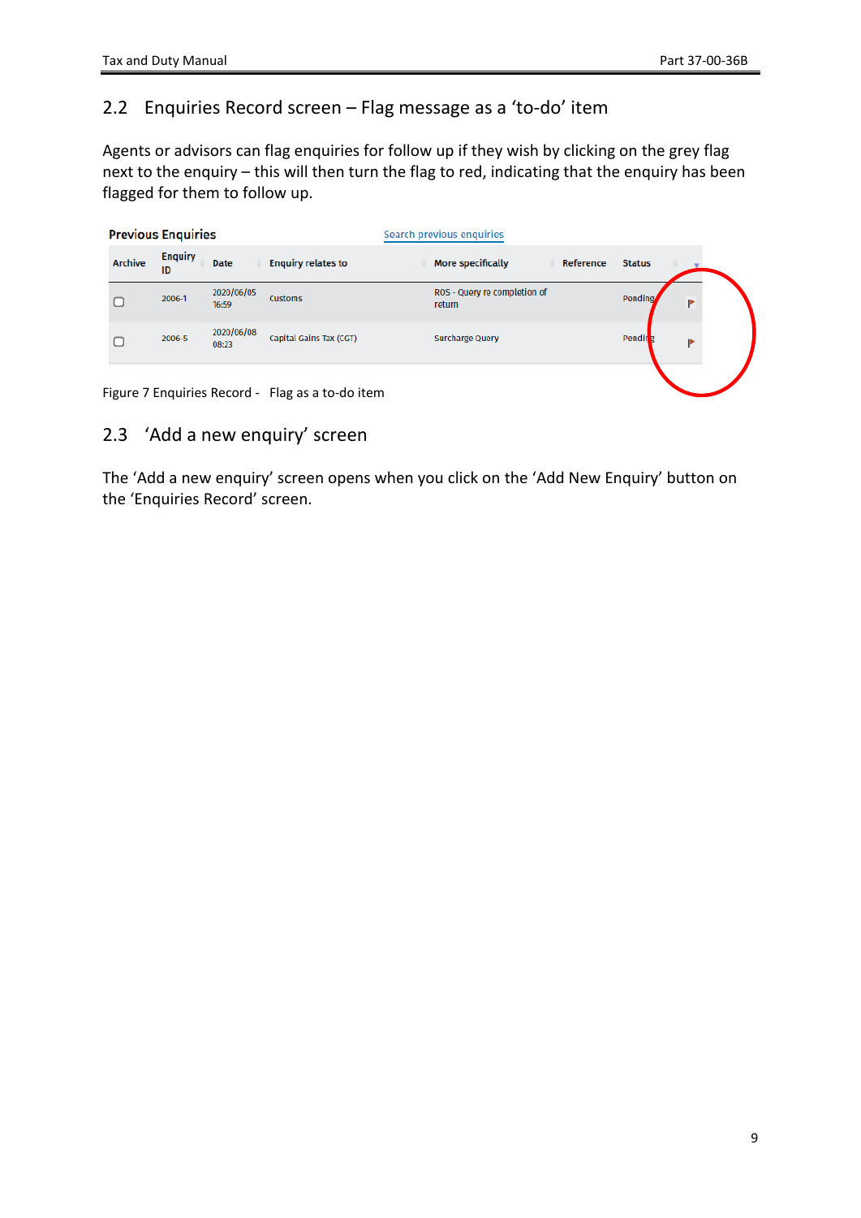## 2.2 Enquiries Record screen – Flag message as a 'to-do' item

Agents or advisors can flag enquiries for follow up if they wish by clicking on the grey flag next to the enquiry – this will then turn the flag to red, indicating that the enquiry has been flagged for them to follow up.

**Previous Enquiries** Search previous enquiries

| Archive | Enquiry ID | Date | Enquiry relates to | More specifically | Reference | Status | |
|---|---|---|---|---|---|---|---|
| ☐ | 2006-1 | 2020/06/05 16:59 | Customs | ROS - Query re completion of return | | Pending | |
| ☐ | 2006-5 | 2020/06/08 08:23 | Capital Gains Tax (CGT) | Surcharge Query | | Pending | |

Figure 7 Enquiries Record - Flag as a to-do item

## 2.3 'Add a new enquiry' screen

The 'Add a new enquiry' screen opens when you click on the 'Add New Enquiry' button on the 'Enquiries Record' screen.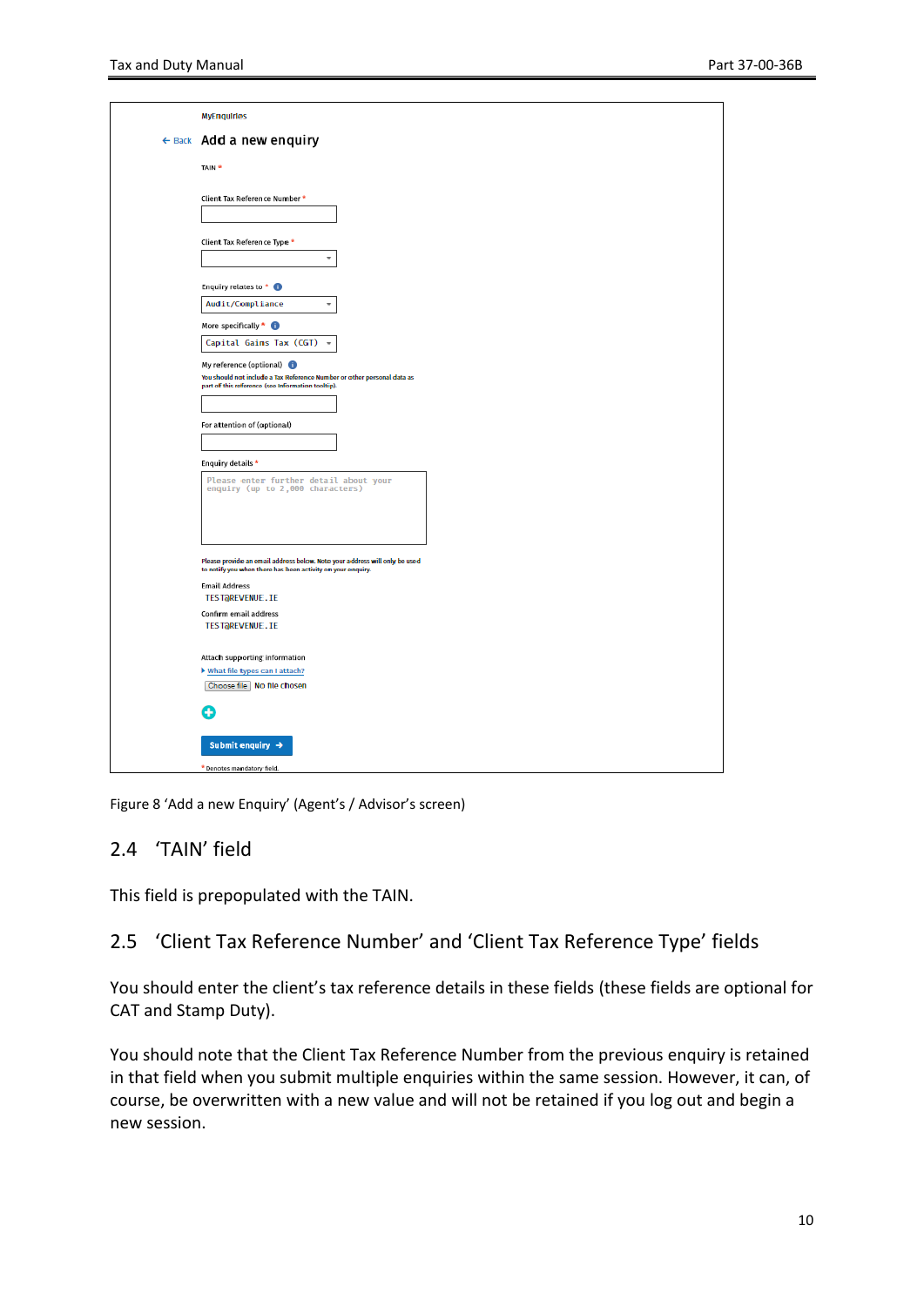MyEnquiries

← Back **Add a new enquiry**

TAIN *

Client Tax Reference Number *

Client Tax Reference Type *

Enquiry relates to *

Audit/Compliance

More specifically *

Capital Gains Tax (CGT)

My reference (optional)

You should not include a Tax Reference Number or other personal data as part of this reference (see information tooltip).

For attention of (optional)

Enquiry details *

Please enter further detail about your enquiry (up to 2,000 characters)

Please provide an email address below. Note your address will only be used to notify you when there has been activity on your enquiry.

Email Address

TEST@REVENUE.IE

Confirm email address

TEST@REVENUE.IE

Attach supporting information

What file types can I attach?

Choose file No file chosen

Submit enquiry →

* Denotes mandatory field.

Figure 8 'Add a new Enquiry' (Agent's / Advisor's screen)

## 2.4 'TAIN' field

This field is prepopulated with the TAIN.

## 2.5 'Client Tax Reference Number' and 'Client Tax Reference Type' fields

You should enter the client's tax reference details in these fields (these fields are optional for CAT and Stamp Duty).

You should note that the Client Tax Reference Number from the previous enquiry is retained in that field when you submit multiple enquiries within the same session. However, it can, of course, be overwritten with a new value and will not be retained if you log out and begin a new session.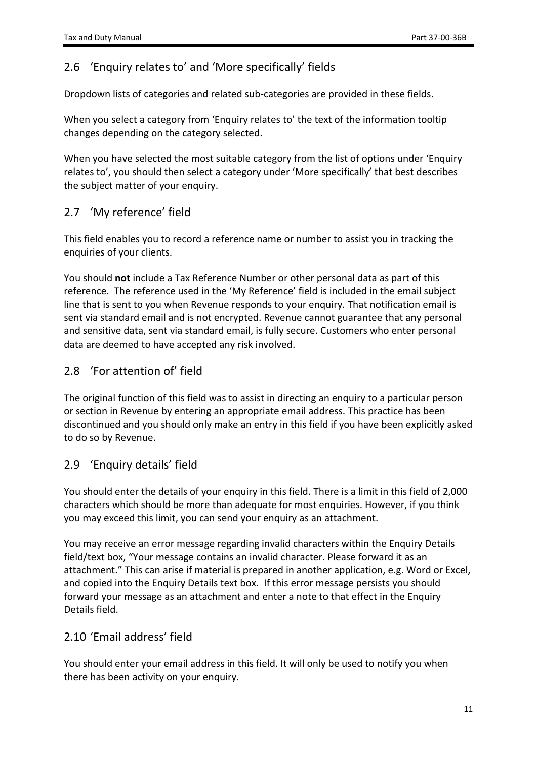## 2.6 ‘Enquiry relates to’ and ‘More specifically’ fields

Dropdown lists of categories and related sub-categories are provided in these fields.

When you select a category from ‘Enquiry relates to’ the text of the information tooltip changes depending on the category selected.

When you have selected the most suitable category from the list of options under ‘Enquiry relates to’, you should then select a category under ‘More specifically’ that best describes the subject matter of your enquiry.

## 2.7 ‘My reference’ field

This field enables you to record a reference name or number to assist you in tracking the enquiries of your clients.

You should **not** include a Tax Reference Number or other personal data as part of this reference. The reference used in the ‘My Reference’ field is included in the email subject line that is sent to you when Revenue responds to your enquiry. That notification email is sent via standard email and is not encrypted. Revenue cannot guarantee that any personal and sensitive data, sent via standard email, is fully secure. Customers who enter personal data are deemed to have accepted any risk involved.

## 2.8 ‘For attention of’ field

The original function of this field was to assist in directing an enquiry to a particular person or section in Revenue by entering an appropriate email address. This practice has been discontinued and you should only make an entry in this field if you have been explicitly asked to do so by Revenue.

## 2.9 ‘Enquiry details’ field

You should enter the details of your enquiry in this field. There is a limit in this field of 2,000 characters which should be more than adequate for most enquiries. However, if you think you may exceed this limit, you can send your enquiry as an attachment.

You may receive an error message regarding invalid characters within the Enquiry Details field/text box, “Your message contains an invalid character. Please forward it as an attachment.” This can arise if material is prepared in another application, e.g. Word or Excel, and copied into the Enquiry Details text box. If this error message persists you should forward your message as an attachment and enter a note to that effect in the Enquiry Details field.

## 2.10 ‘Email address’ field

You should enter your email address in this field. It will only be used to notify you when there has been activity on your enquiry.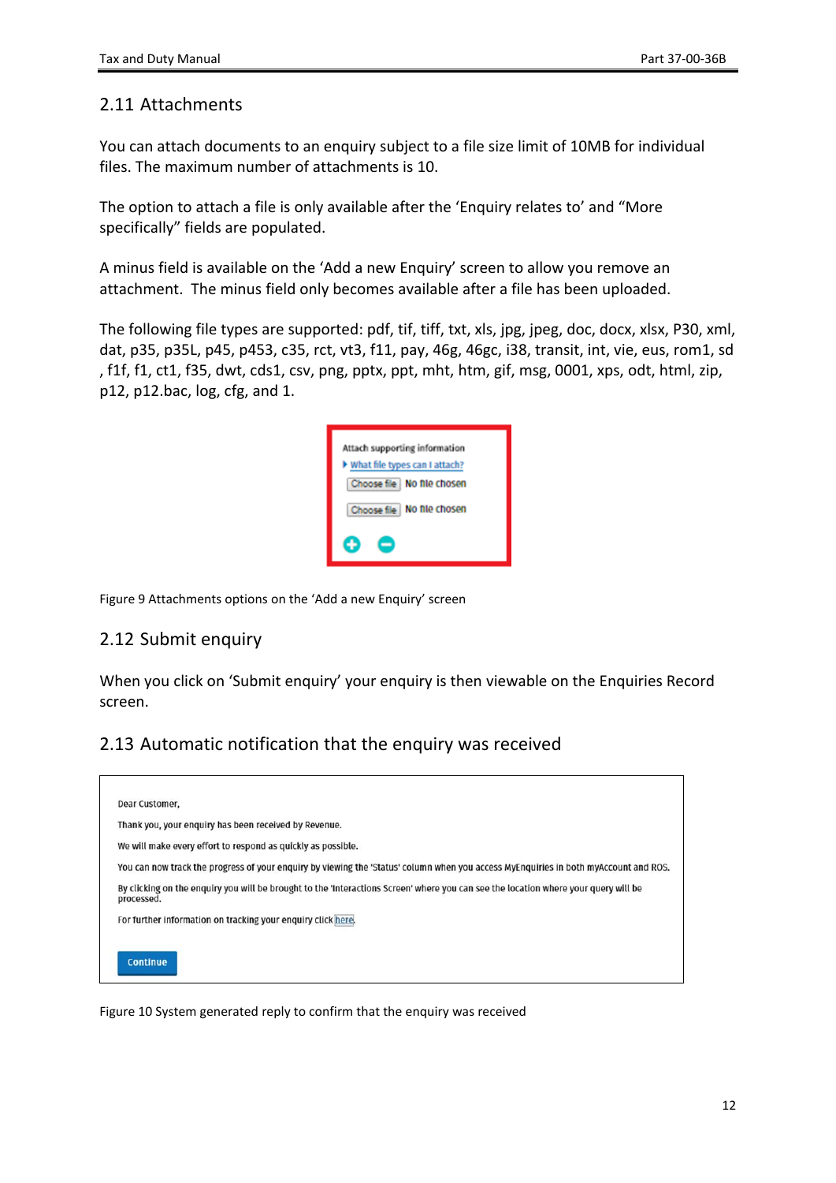## 2.11 Attachments

You can attach documents to an enquiry subject to a file size limit of 10MB for individual files. The maximum number of attachments is 10.

The option to attach a file is only available after the 'Enquiry relates to' and "More specifically" fields are populated.

A minus field is available on the 'Add a new Enquiry' screen to allow you remove an attachment. The minus field only becomes available after a file has been uploaded.

The following file types are supported: pdf, tif, tiff, txt, xls, jpg, jpeg, doc, docx, xlsx, P30, xml, dat, p35, p35L, p45, p453, c35, rct, vt3, f11, pay, 46g, 46gc, i38, transit, int, vie, eus, rom1, sd , f1f, f1, ct1, f35, dwt, cds1, csv, png, pptx, ppt, mht, htm, gif, msg, 0001, xps, odt, html, zip, p12, p12.bac, log, cfg, and 1.

Attach supporting information

What file types can I attach?

Choose file No file chosen

Choose file No file chosen

Figure 9 Attachments options on the 'Add a new Enquiry' screen

## 2.12 Submit enquiry

When you click on 'Submit enquiry' your enquiry is then viewable on the Enquiries Record screen.

## 2.13 Automatic notification that the enquiry was received

Dear Customer,

Thank you, your enquiry has been received by Revenue.

We will make every effort to respond as quickly as possible.

You can now track the progress of your enquiry by viewing the 'Status' column when you access MyEnquiries in both myAccount and ROS.

By clicking on the enquiry you will be brought to the 'Interactions Screen' where you can see the location where your query will be processed.

For further information on tracking your enquiry click here.

Continue

Figure 10 System generated reply to confirm that the enquiry was received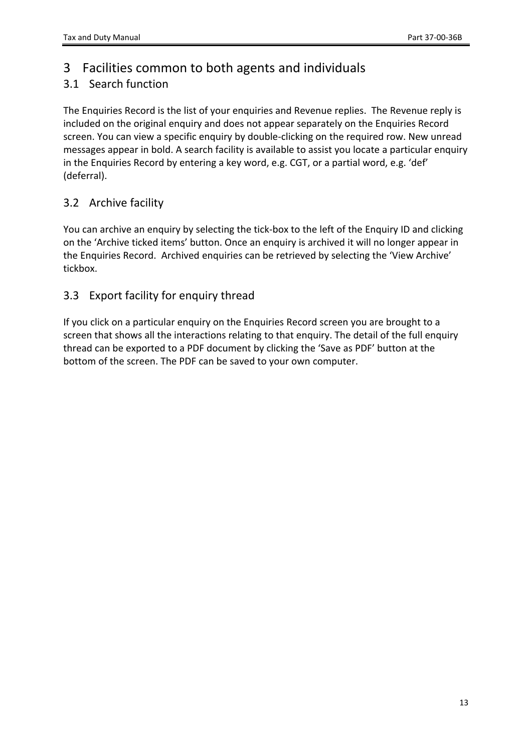# 3 Facilities common to both agents and individuals

## 3.1 Search function

The Enquiries Record is the list of your enquiries and Revenue replies. The Revenue reply is included on the original enquiry and does not appear separately on the Enquiries Record screen. You can view a specific enquiry by double-clicking on the required row. New unread messages appear in bold. A search facility is available to assist you locate a particular enquiry in the Enquiries Record by entering a key word, e.g. CGT, or a partial word, e.g. 'def' (deferral).

## 3.2 Archive facility

You can archive an enquiry by selecting the tick-box to the left of the Enquiry ID and clicking on the 'Archive ticked items' button. Once an enquiry is archived it will no longer appear in the Enquiries Record. Archived enquiries can be retrieved by selecting the 'View Archive' tickbox.

## 3.3 Export facility for enquiry thread

If you click on a particular enquiry on the Enquiries Record screen you are brought to a screen that shows all the interactions relating to that enquiry. The detail of the full enquiry thread can be exported to a PDF document by clicking the 'Save as PDF' button at the bottom of the screen. The PDF can be saved to your own computer.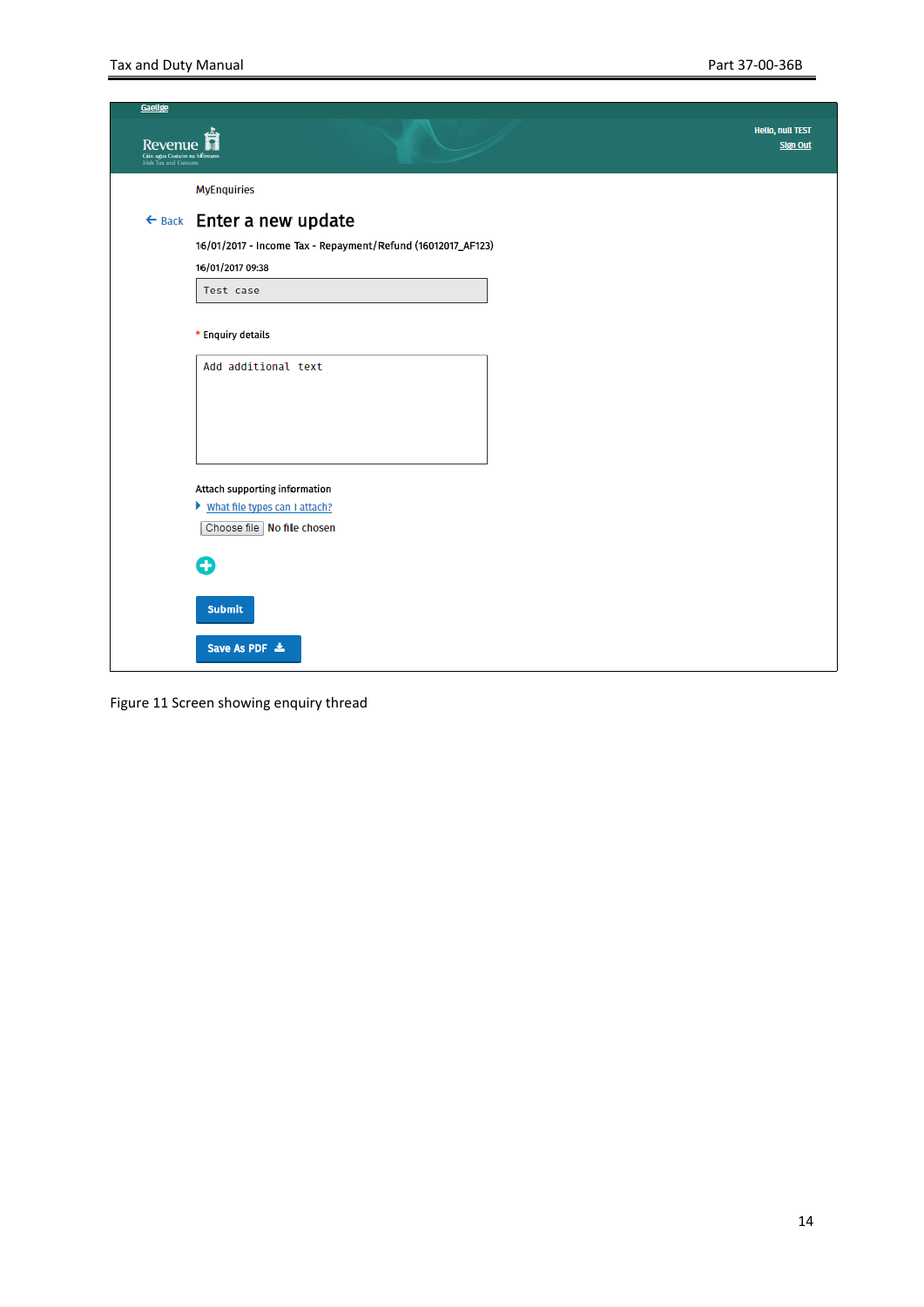Gaeilge

Revenue
Cáin agus Custaim na hÉireann
Irish Tax and Customs

Hello, null TEST
Sign Out

MyEnquiries

← Back

## Enter a new update

16/01/2017 - Income Tax - Repayment/Refund (16012017_AF123)

16/01/2017 09:38

Test case

\* Enquiry details

Add additional text

Attach supporting information

What file types can I attach?

Choose file No file chosen

Submit

Save As PDF

Figure 11 Screen showing enquiry thread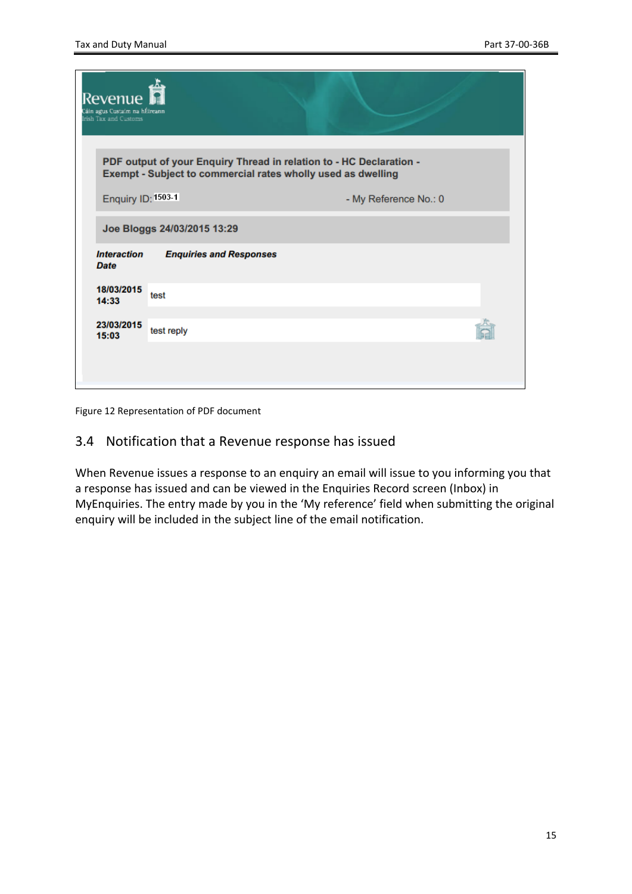Revenue
Cáin agus Custaim na hÉireann
Irish Tax and Customs

**PDF output of your Enquiry Thread in relation to - HC Declaration - Exempt - Subject to commercial rates wholly used as dwelling**

Enquiry ID: 1503-1 - My Reference No.: 0

**Joe Bloggs 24/03/2015 13:29**

| ***Interaction Date*** | ***Enquiries and Responses*** |
|---|---|
| **18/03/2015 14:33** | test |
| **23/03/2015 15:03** | test reply |

Figure 12 Representation of PDF document

## 3.4 Notification that a Revenue response has issued

When Revenue issues a response to an enquiry an email will issue to you informing you that a response has issued and can be viewed in the Enquiries Record screen (Inbox) in MyEnquiries. The entry made by you in the 'My reference' field when submitting the original enquiry will be included in the subject line of the email notification.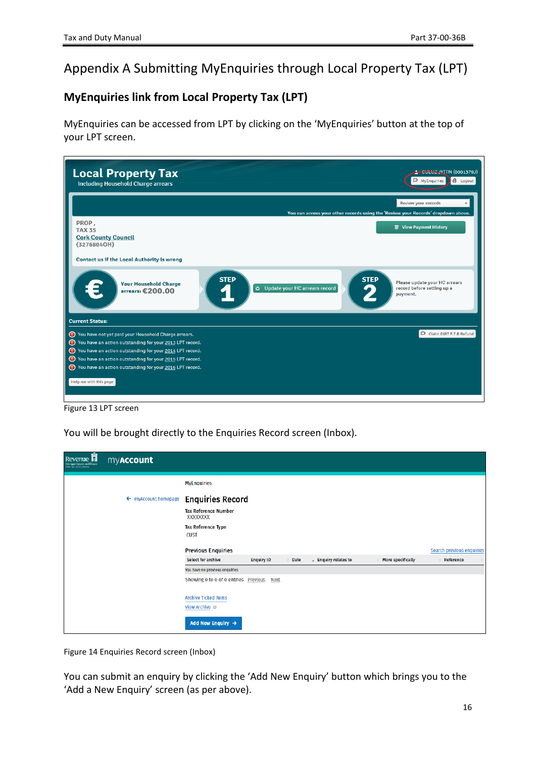# Appendix A Submitting MyEnquiries through Local Property Tax (LPT)

## MyEnquiries link from Local Property Tax (LPT)

MyEnquiries can be accessed from LPT by clicking on the 'MyEnquiries' button at the top of your LPT screen.

Figure 13 LPT screen

You will be brought directly to the Enquiries Record screen (Inbox).

Figure 14 Enquiries Record screen (Inbox)

You can submit an enquiry by clicking the 'Add New Enquiry' button which brings you to the 'Add a New Enquiry' screen (as per above).